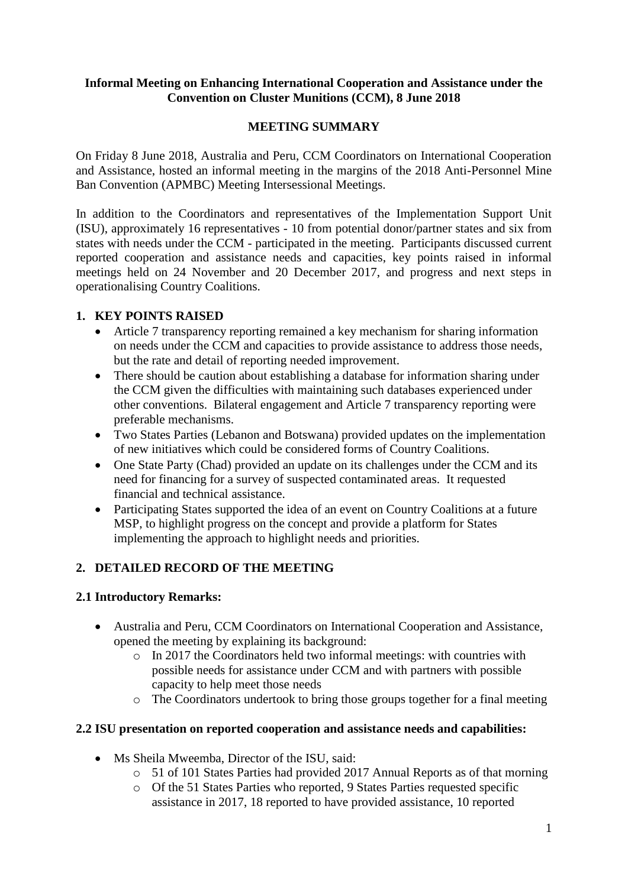**Informal Meeting on Enhancing International Cooperation and Assistance under the Convention on Cluster Munitions (CCM), 8 June 2018**

**MEETING SUMMARY**

On Friday 8 June 2018, Australia and Peru, CCM Coordinators on International Cooperation and Assistance, hosted an informal meeting in the margins of the 2018 Anti-Personnel Mine Ban Convention (APMBC) Meeting Intersessional Meetings.

In addition to the Coordinators and representatives of the Implementation Support Unit (ISU), approximately 16 representatives - 10 from potential donor/partner states and six from states with needs under the CCM - participated in the meeting. Participants discussed current reported cooperation and assistance needs and capacities, key points raised in informal meetings held on 24 November and 20 December 2017, and progress and next steps in operationalising Country Coalitions.

## 1. KEY POINTS RAISED

- Article 7 transparency reporting remained a key mechanism for sharing information on needs under the CCM and capacities to provide assistance to address those needs, but the rate and detail of reporting needed improvement.
- There should be caution about establishing a database for information sharing under the CCM given the difficulties with maintaining such databases experienced under other conventions. Bilateral engagement and Article 7 transparency reporting were preferable mechanisms.
- Two States Parties (Lebanon and Botswana) provided updates on the implementation of new initiatives which could be considered forms of Country Coalitions.
- One State Party (Chad) provided an update on its challenges under the CCM and its need for financing for a survey of suspected contaminated areas. It requested financial and technical assistance.
- Participating States supported the idea of an event on Country Coalitions at a future MSP, to highlight progress on the concept and provide a platform for States implementing the approach to highlight needs and priorities.

## 2. DETAILED RECORD OF THE MEETING

### 2.1 Introductory Remarks:

- Australia and Peru, CCM Coordinators on International Cooperation and Assistance, opened the meeting by explaining its background:
  - In 2017 the Coordinators held two informal meetings: with countries with possible needs for assistance under CCM and with partners with possible capacity to help meet those needs
  - The Coordinators undertook to bring those groups together for a final meeting

### 2.2 ISU presentation on reported cooperation and assistance needs and capabilities:

- Ms Sheila Mweemba, Director of the ISU, said:
  - 51 of 101 States Parties had provided 2017 Annual Reports as of that morning
  - Of the 51 States Parties who reported, 9 States Parties requested specific assistance in 2017, 18 reported to have provided assistance, 10 reported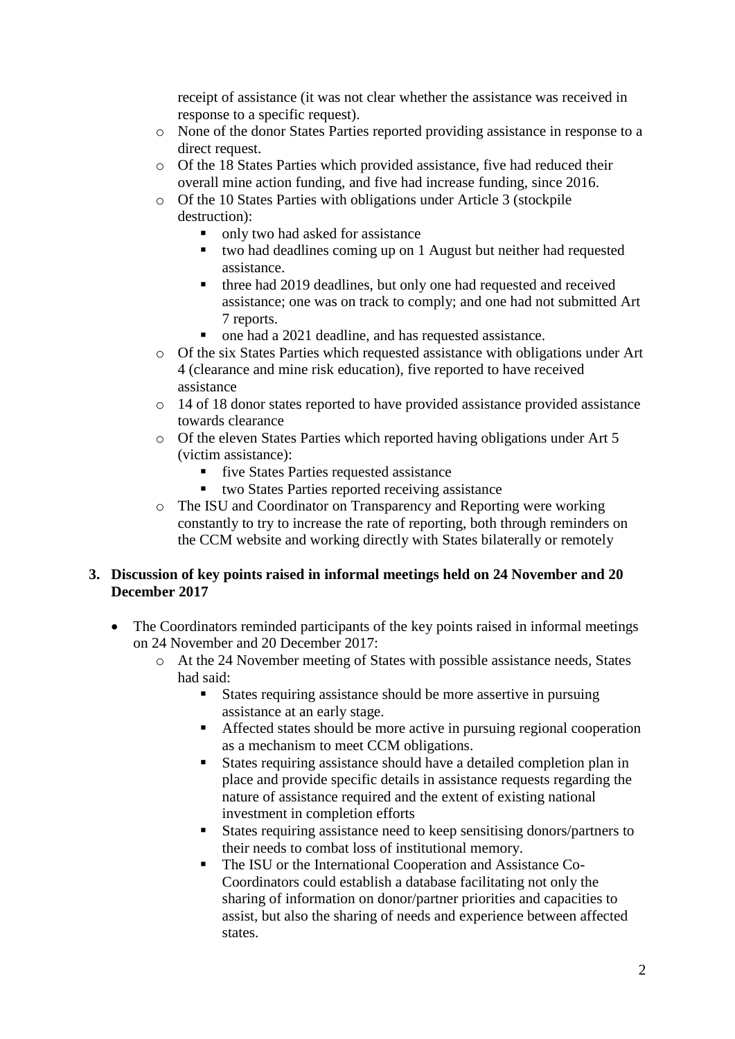receipt of assistance (it was not clear whether the assistance was received in response to a specific request).
  - None of the donor States Parties reported providing assistance in response to a direct request.
  - Of the 18 States Parties which provided assistance, five had reduced their overall mine action funding, and five had increase funding, since 2016.
  - Of the 10 States Parties with obligations under Article 3 (stockpile destruction):
    - only two had asked for assistance
    - two had deadlines coming up on 1 August but neither had requested assistance.
    - three had 2019 deadlines, but only one had requested and received assistance; one was on track to comply; and one had not submitted Art 7 reports.
    - one had a 2021 deadline, and has requested assistance.
  - Of the six States Parties which requested assistance with obligations under Art 4 (clearance and mine risk education), five reported to have received assistance
  - 14 of 18 donor states reported to have provided assistance provided assistance towards clearance
  - Of the eleven States Parties which reported having obligations under Art 5 (victim assistance):
    - five States Parties requested assistance
    - two States Parties reported receiving assistance
  - The ISU and Coordinator on Transparency and Reporting were working constantly to try to increase the rate of reporting, both through reminders on the CCM website and working directly with States bilaterally or remotely

**3. Discussion of key points raised in informal meetings held on 24 November and 20 December 2017**

- The Coordinators reminded participants of the key points raised in informal meetings on 24 November and 20 December 2017:
  - At the 24 November meeting of States with possible assistance needs, States had said:
    - States requiring assistance should be more assertive in pursuing assistance at an early stage.
    - Affected states should be more active in pursuing regional cooperation as a mechanism to meet CCM obligations.
    - States requiring assistance should have a detailed completion plan in place and provide specific details in assistance requests regarding the nature of assistance required and the extent of existing national investment in completion efforts
    - States requiring assistance need to keep sensitising donors/partners to their needs to combat loss of institutional memory.
    - The ISU or the International Cooperation and Assistance Co-Coordinators could establish a database facilitating not only the sharing of information on donor/partner priorities and capacities to assist, but also the sharing of needs and experience between affected states.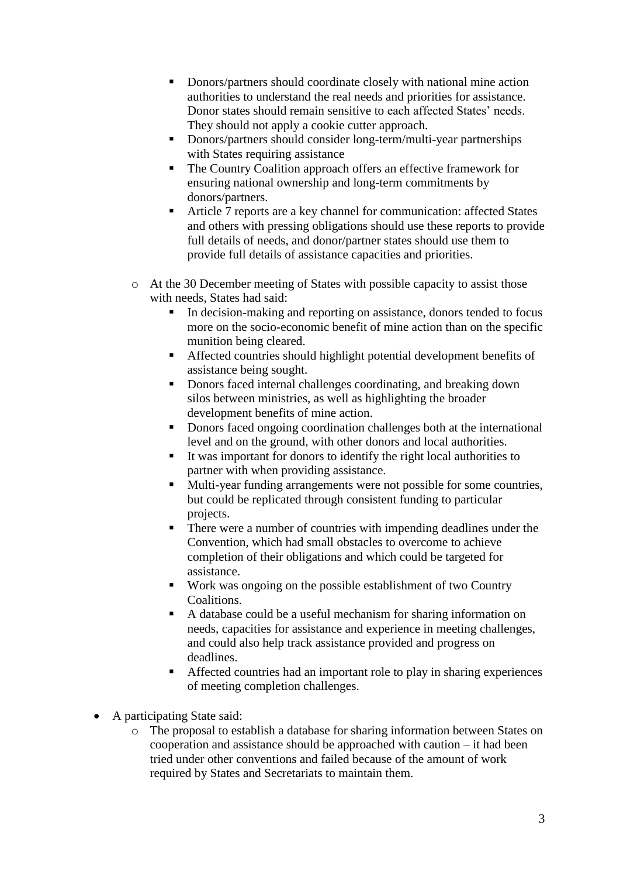- Donors/partners should coordinate closely with national mine action authorities to understand the real needs and priorities for assistance. Donor states should remain sensitive to each affected States' needs. They should not apply a cookie cutter approach.
        - Donors/partners should consider long-term/multi-year partnerships with States requiring assistance
        - The Country Coalition approach offers an effective framework for ensuring national ownership and long-term commitments by donors/partners.
        - Article 7 reports are a key channel for communication: affected States and others with pressing obligations should use these reports to provide full details of needs, and donor/partner states should use them to provide full details of assistance capacities and priorities.

    - At the 30 December meeting of States with possible capacity to assist those with needs, States had said:
        - In decision-making and reporting on assistance, donors tended to focus more on the socio-economic benefit of mine action than on the specific munition being cleared.
        - Affected countries should highlight potential development benefits of assistance being sought.
        - Donors faced internal challenges coordinating, and breaking down silos between ministries, as well as highlighting the broader development benefits of mine action.
        - Donors faced ongoing coordination challenges both at the international level and on the ground, with other donors and local authorities.
        - It was important for donors to identify the right local authorities to partner with when providing assistance.
        - Multi-year funding arrangements were not possible for some countries, but could be replicated through consistent funding to particular projects.
        - There were a number of countries with impending deadlines under the Convention, which had small obstacles to overcome to achieve completion of their obligations and which could be targeted for assistance.
        - Work was ongoing on the possible establishment of two Country Coalitions.
        - A database could be a useful mechanism for sharing information on needs, capacities for assistance and experience in meeting challenges, and could also help track assistance provided and progress on deadlines.
        - Affected countries had an important role to play in sharing experiences of meeting completion challenges.

- A participating State said:
    - The proposal to establish a database for sharing information between States on cooperation and assistance should be approached with caution – it had been tried under other conventions and failed because of the amount of work required by States and Secretariats to maintain them.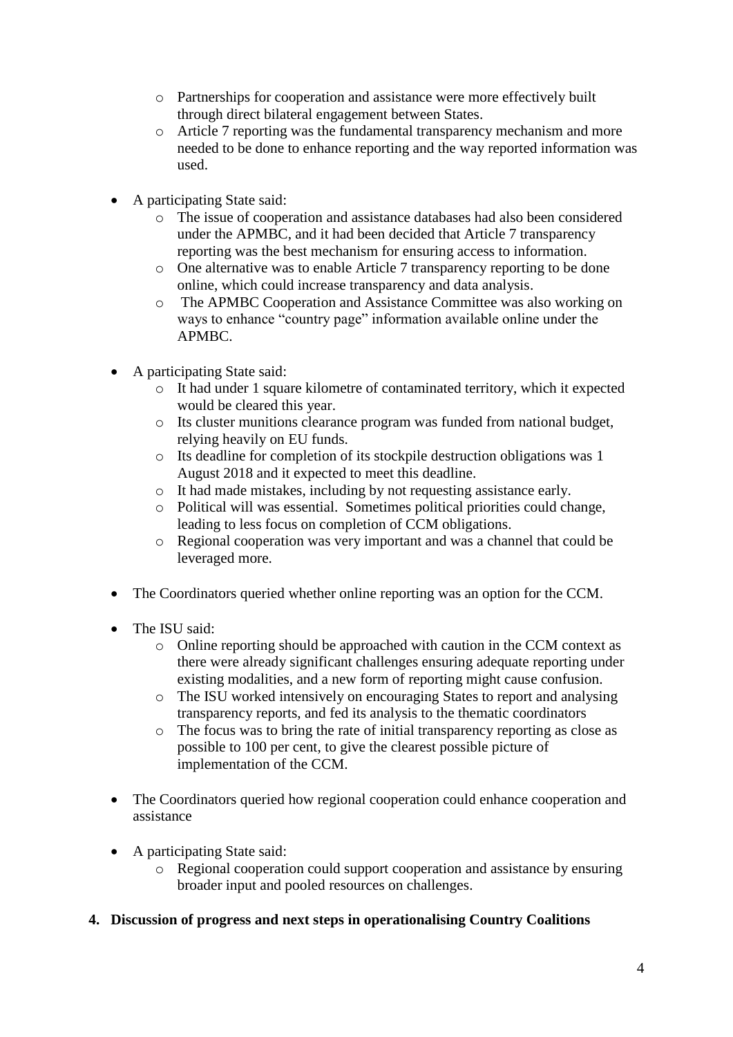- Partnerships for cooperation and assistance were more effectively built through direct bilateral engagement between States.
    - Article 7 reporting was the fundamental transparency mechanism and more needed to be done to enhance reporting and the way reported information was used.

- A participating State said:
    - The issue of cooperation and assistance databases had also been considered under the APMBC, and it had been decided that Article 7 transparency reporting was the best mechanism for ensuring access to information.
    - One alternative was to enable Article 7 transparency reporting to be done online, which could increase transparency and data analysis.
    - The APMBC Cooperation and Assistance Committee was also working on ways to enhance "country page" information available online under the APMBC.

- A participating State said:
    - It had under 1 square kilometre of contaminated territory, which it expected would be cleared this year.
    - Its cluster munitions clearance program was funded from national budget, relying heavily on EU funds.
    - Its deadline for completion of its stockpile destruction obligations was 1 August 2018 and it expected to meet this deadline.
    - It had made mistakes, including by not requesting assistance early.
    - Political will was essential. Sometimes political priorities could change, leading to less focus on completion of CCM obligations.
    - Regional cooperation was very important and was a channel that could be leveraged more.

- The Coordinators queried whether online reporting was an option for the CCM.

- The ISU said:
    - Online reporting should be approached with caution in the CCM context as there were already significant challenges ensuring adequate reporting under existing modalities, and a new form of reporting might cause confusion.
    - The ISU worked intensively on encouraging States to report and analysing transparency reports, and fed its analysis to the thematic coordinators
    - The focus was to bring the rate of initial transparency reporting as close as possible to 100 per cent, to give the clearest possible picture of implementation of the CCM.

- The Coordinators queried how regional cooperation could enhance cooperation and assistance

- A participating State said:
    - Regional cooperation could support cooperation and assistance by ensuring broader input and pooled resources on challenges.

**4. Discussion of progress and next steps in operationalising Country Coalitions**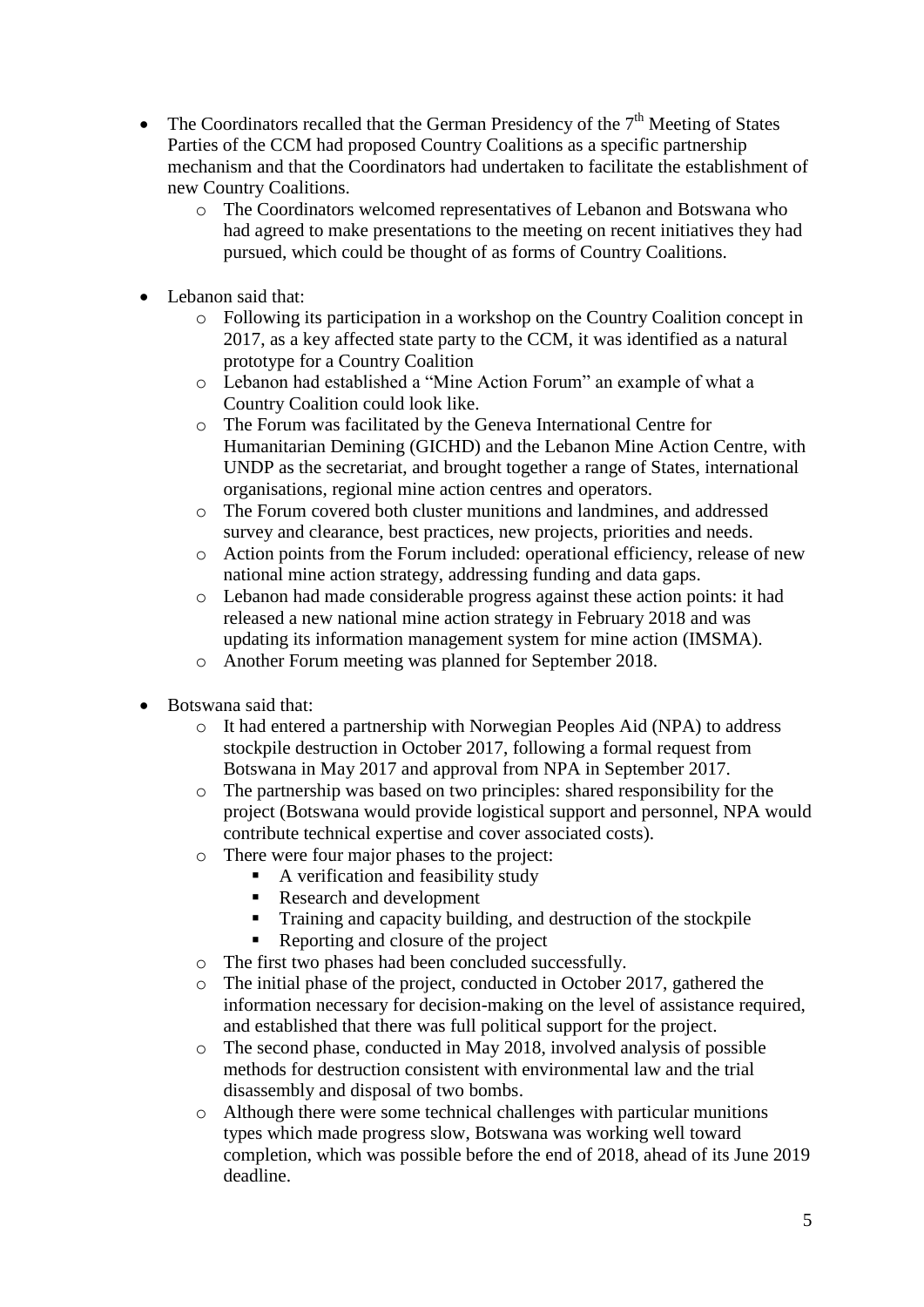- The Coordinators recalled that the German Presidency of the 7th Meeting of States Parties of the CCM had proposed Country Coalitions as a specific partnership mechanism and that the Coordinators had undertaken to facilitate the establishment of new Country Coalitions.
    - The Coordinators welcomed representatives of Lebanon and Botswana who had agreed to make presentations to the meeting on recent initiatives they had pursued, which could be thought of as forms of Country Coalitions.

- Lebanon said that:
    - Following its participation in a workshop on the Country Coalition concept in 2017, as a key affected state party to the CCM, it was identified as a natural prototype for a Country Coalition
    - Lebanon had established a "Mine Action Forum" an example of what a Country Coalition could look like.
    - The Forum was facilitated by the Geneva International Centre for Humanitarian Demining (GICHD) and the Lebanon Mine Action Centre, with UNDP as the secretariat, and brought together a range of States, international organisations, regional mine action centres and operators.
    - The Forum covered both cluster munitions and landmines, and addressed survey and clearance, best practices, new projects, priorities and needs.
    - Action points from the Forum included: operational efficiency, release of new national mine action strategy, addressing funding and data gaps.
    - Lebanon had made considerable progress against these action points: it had released a new national mine action strategy in February 2018 and was updating its information management system for mine action (IMSMA).
    - Another Forum meeting was planned for September 2018.

- Botswana said that:
    - It had entered a partnership with Norwegian Peoples Aid (NPA) to address stockpile destruction in October 2017, following a formal request from Botswana in May 2017 and approval from NPA in September 2017.
    - The partnership was based on two principles: shared responsibility for the project (Botswana would provide logistical support and personnel, NPA would contribute technical expertise and cover associated costs).
    - There were four major phases to the project:
        - A verification and feasibility study
        - Research and development
        - Training and capacity building, and destruction of the stockpile
        - Reporting and closure of the project
    - The first two phases had been concluded successfully.
    - The initial phase of the project, conducted in October 2017, gathered the information necessary for decision-making on the level of assistance required, and established that there was full political support for the project.
    - The second phase, conducted in May 2018, involved analysis of possible methods for destruction consistent with environmental law and the trial disassembly and disposal of two bombs.
    - Although there were some technical challenges with particular munitions types which made progress slow, Botswana was working well toward completion, which was possible before the end of 2018, ahead of its June 2019 deadline.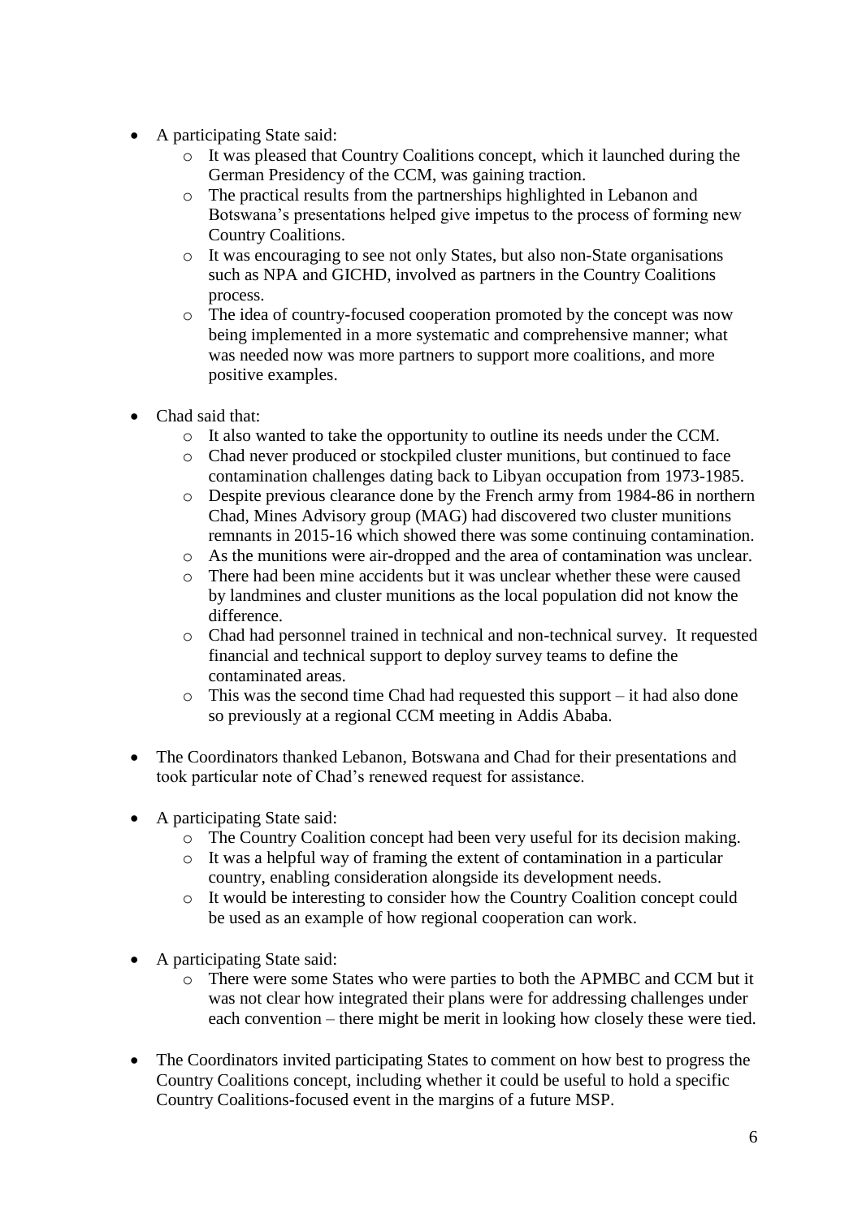- A participating State said:
    - It was pleased that Country Coalitions concept, which it launched during the German Presidency of the CCM, was gaining traction.
    - The practical results from the partnerships highlighted in Lebanon and Botswana's presentations helped give impetus to the process of forming new Country Coalitions.
    - It was encouraging to see not only States, but also non-State organisations such as NPA and GICHD, involved as partners in the Country Coalitions process.
    - The idea of country-focused cooperation promoted by the concept was now being implemented in a more systematic and comprehensive manner; what was needed now was more partners to support more coalitions, and more positive examples.

- Chad said that:
    - It also wanted to take the opportunity to outline its needs under the CCM.
    - Chad never produced or stockpiled cluster munitions, but continued to face contamination challenges dating back to Libyan occupation from 1973-1985.
    - Despite previous clearance done by the French army from 1984-86 in northern Chad, Mines Advisory group (MAG) had discovered two cluster munitions remnants in 2015-16 which showed there was some continuing contamination.
    - As the munitions were air-dropped and the area of contamination was unclear.
    - There had been mine accidents but it was unclear whether these were caused by landmines and cluster munitions as the local population did not know the difference.
    - Chad had personnel trained in technical and non-technical survey. It requested financial and technical support to deploy survey teams to define the contaminated areas.
    - This was the second time Chad had requested this support – it had also done so previously at a regional CCM meeting in Addis Ababa.

- The Coordinators thanked Lebanon, Botswana and Chad for their presentations and took particular note of Chad's renewed request for assistance.

- A participating State said:
    - The Country Coalition concept had been very useful for its decision making.
    - It was a helpful way of framing the extent of contamination in a particular country, enabling consideration alongside its development needs.
    - It would be interesting to consider how the Country Coalition concept could be used as an example of how regional cooperation can work.

- A participating State said:
    - There were some States who were parties to both the APMBC and CCM but it was not clear how integrated their plans were for addressing challenges under each convention – there might be merit in looking how closely these were tied.

- The Coordinators invited participating States to comment on how best to progress the Country Coalitions concept, including whether it could be useful to hold a specific Country Coalitions-focused event in the margins of a future MSP.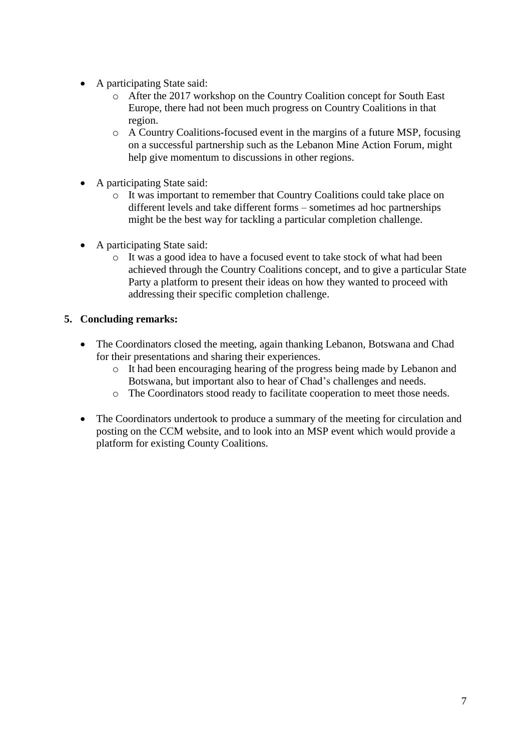- A participating State said:
  - After the 2017 workshop on the Country Coalition concept for South East Europe, there had not been much progress on Country Coalitions in that region.
  - A Country Coalitions-focused event in the margins of a future MSP, focusing on a successful partnership such as the Lebanon Mine Action Forum, might help give momentum to discussions in other regions.

- A participating State said:
  - It was important to remember that Country Coalitions could take place on different levels and take different forms – sometimes ad hoc partnerships might be the best way for tackling a particular completion challenge.

- A participating State said:
  - It was a good idea to have a focused event to take stock of what had been achieved through the Country Coalitions concept, and to give a particular State Party a platform to present their ideas on how they wanted to proceed with addressing their specific completion challenge.

**5. Concluding remarks:**

- The Coordinators closed the meeting, again thanking Lebanon, Botswana and Chad for their presentations and sharing their experiences.
  - It had been encouraging hearing of the progress being made by Lebanon and Botswana, but important also to hear of Chad's challenges and needs.
  - The Coordinators stood ready to facilitate cooperation to meet those needs.

- The Coordinators undertook to produce a summary of the meeting for circulation and posting on the CCM website, and to look into an MSP event which would provide a platform for existing County Coalitions.